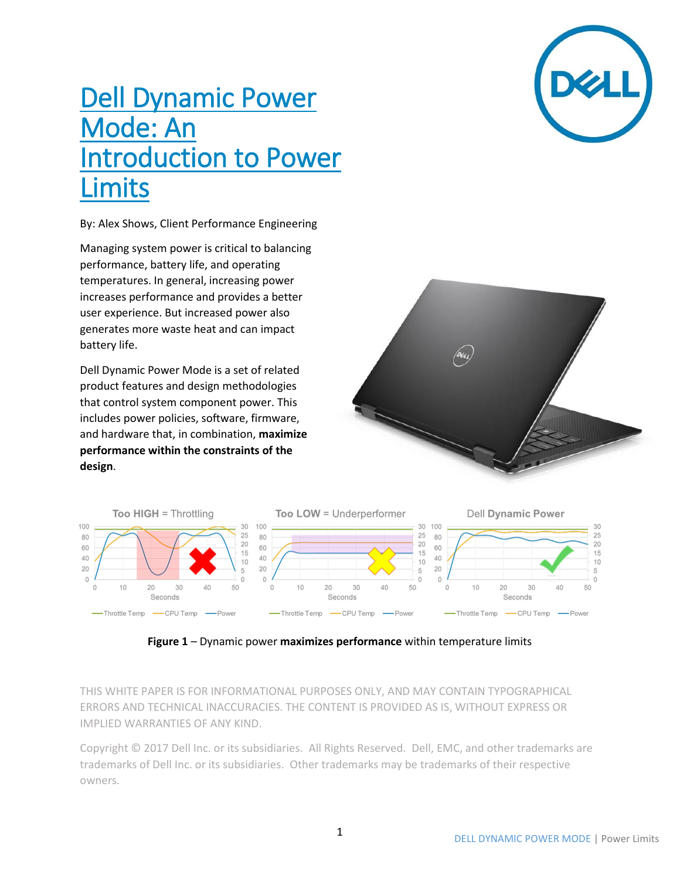# Dell Dynamic Power Mode: An Introduction to Power Limits

By: Alex Shows, Client Performance Engineering

Managing system power is critical to balancing performance, battery life, and operating temperatures. In general, increasing power increases performance and provides a better user experience. But increased power also generates more waste heat and can impact battery life.

Dell Dynamic Power Mode is a set of related product features and design methodologies that control system component power. This includes power policies, software, firmware, and hardware that, in combination, **maximize performance within the constraints of the design**.

**Figure 1** – Dynamic power **maximizes performance** within temperature limits

THIS WHITE PAPER IS FOR INFORMATIONAL PURPOSES ONLY, AND MAY CONTAIN TYPOGRAPHICAL ERRORS AND TECHNICAL INACCURACIES. THE CONTENT IS PROVIDED AS IS, WITHOUT EXPRESS OR IMPLIED WARRANTIES OF ANY KIND.

Copyright © 2017 Dell Inc. or its subsidiaries. All Rights Reserved. Dell, EMC, and other trademarks are trademarks of Dell Inc. or its subsidiaries. Other trademarks may be trademarks of their respective owners.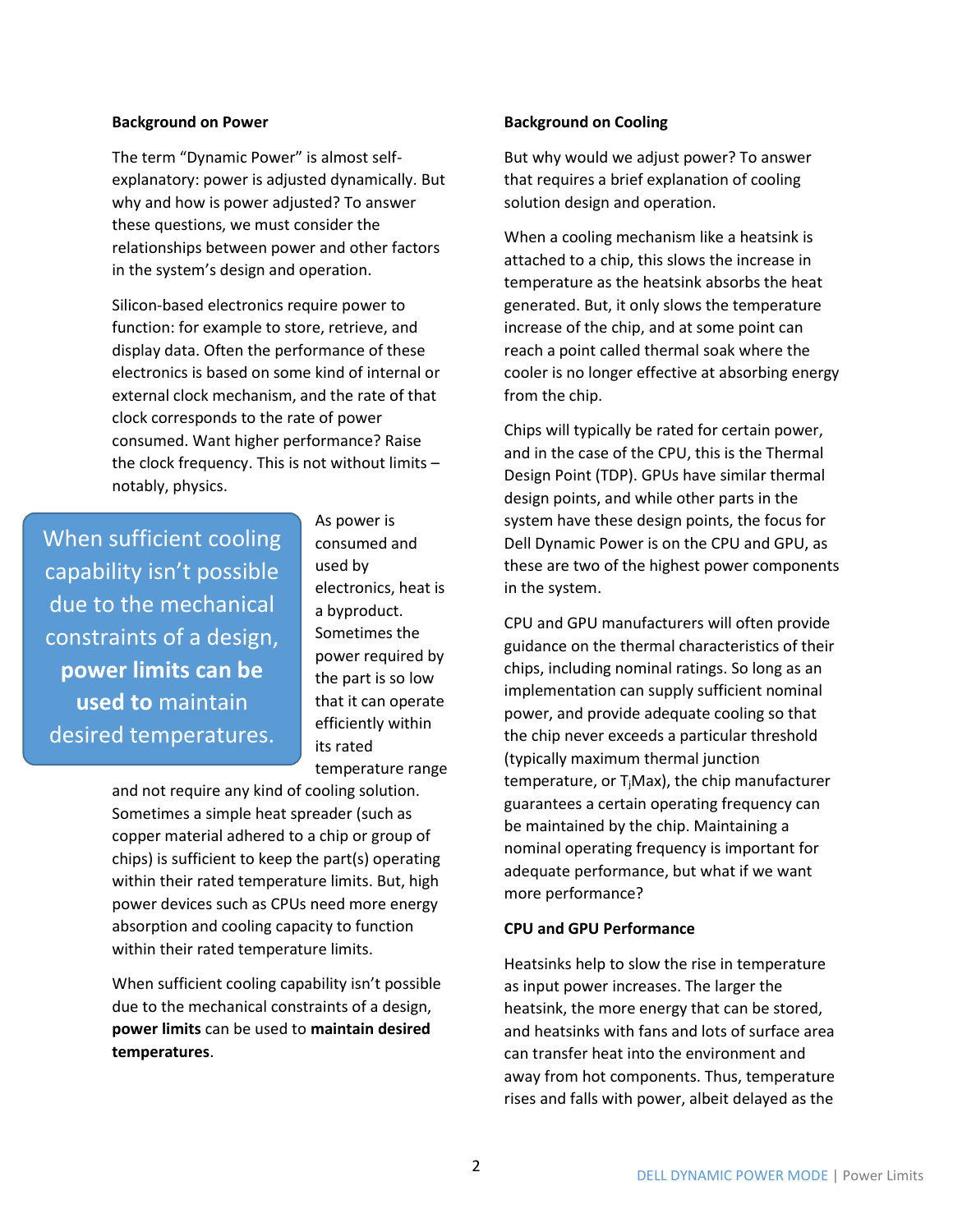## Background on Power

The term "Dynamic Power" is almost self-explanatory: power is adjusted dynamically. But why and how is power adjusted? To answer these questions, we must consider the relationships between power and other factors in the system's design and operation.

Silicon-based electronics require power to function: for example to store, retrieve, and display data. Often the performance of these electronics is based on some kind of internal or external clock mechanism, and the rate of that clock corresponds to the rate of power consumed. Want higher performance? Raise the clock frequency. This is not without limits – notably, physics.

> When sufficient cooling capability isn't possible due to the mechanical constraints of a design, **power limits can be used to** maintain desired temperatures.

As power is consumed and used by electronics, heat is a byproduct. Sometimes the power required by the part is so low that it can operate efficiently within its rated temperature range and not require any kind of cooling solution. Sometimes a simple heat spreader (such as copper material adhered to a chip or group of chips) is sufficient to keep the part(s) operating within their rated temperature limits. But, high power devices such as CPUs need more energy absorption and cooling capacity to function within their rated temperature limits.

When sufficient cooling capability isn't possible due to the mechanical constraints of a design, **power limits** can be used to **maintain desired temperatures**.

## Background on Cooling

But why would we adjust power? To answer that requires a brief explanation of cooling solution design and operation.

When a cooling mechanism like a heatsink is attached to a chip, this slows the increase in temperature as the heatsink absorbs the heat generated. But, it only slows the temperature increase of the chip, and at some point can reach a point called thermal soak where the cooler is no longer effective at absorbing energy from the chip.

Chips will typically be rated for certain power, and in the case of the CPU, this is the Thermal Design Point (TDP). GPUs have similar thermal design points, and while other parts in the system have these design points, the focus for Dell Dynamic Power is on the CPU and GPU, as these are two of the highest power components in the system.

CPU and GPU manufacturers will often provide guidance on the thermal characteristics of their chips, including nominal ratings. So long as an implementation can supply sufficient nominal power, and provide adequate cooling so that the chip never exceeds a particular threshold (typically maximum thermal junction temperature, or $T_j$Max), the chip manufacturer guarantees a certain operating frequency can be maintained by the chip. Maintaining a nominal operating frequency is important for adequate performance, but what if we want more performance?

## CPU and GPU Performance

Heatsinks help to slow the rise in temperature as input power increases. The larger the heatsink, the more energy that can be stored, and heatsinks with fans and lots of surface area can transfer heat into the environment and away from hot components. Thus, temperature rises and falls with power, albeit delayed as the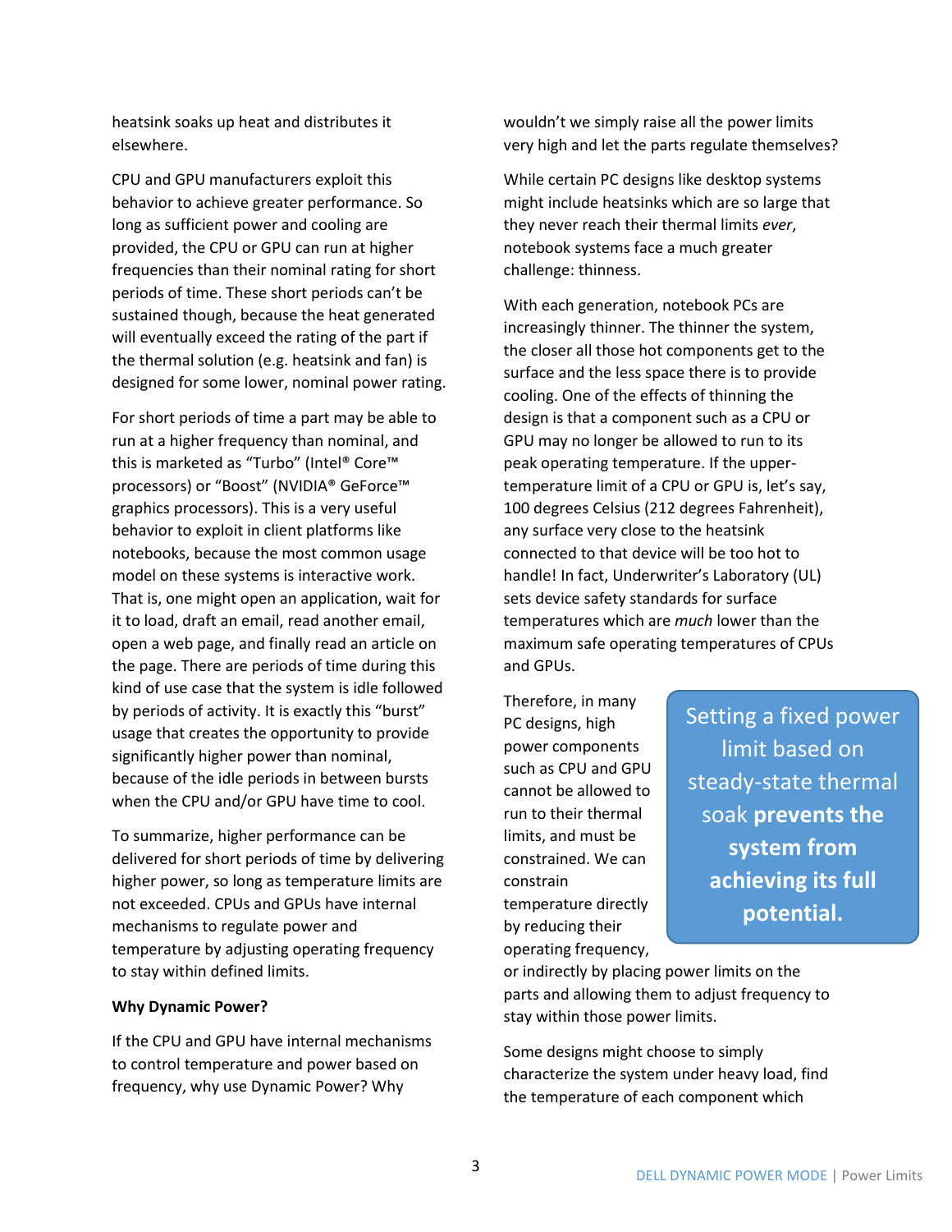heatsink soaks up heat and distributes it elsewhere.

CPU and GPU manufacturers exploit this behavior to achieve greater performance. So long as sufficient power and cooling are provided, the CPU or GPU can run at higher frequencies than their nominal rating for short periods of time. These short periods can't be sustained though, because the heat generated will eventually exceed the rating of the part if the thermal solution (e.g. heatsink and fan) is designed for some lower, nominal power rating.

For short periods of time a part may be able to run at a higher frequency than nominal, and this is marketed as "Turbo" (Intel® Core™ processors) or "Boost" (NVIDIA® GeForce™ graphics processors). This is a very useful behavior to exploit in client platforms like notebooks, because the most common usage model on these systems is interactive work. That is, one might open an application, wait for it to load, draft an email, read another email, open a web page, and finally read an article on the page. There are periods of time during this kind of use case that the system is idle followed by periods of activity. It is exactly this "burst" usage that creates the opportunity to provide significantly higher power than nominal, because of the idle periods in between bursts when the CPU and/or GPU have time to cool.

To summarize, higher performance can be delivered for short periods of time by delivering higher power, so long as temperature limits are not exceeded. CPUs and GPUs have internal mechanisms to regulate power and temperature by adjusting operating frequency to stay within defined limits.

**Why Dynamic Power?**

If the CPU and GPU have internal mechanisms to control temperature and power based on frequency, why use Dynamic Power? Why wouldn't we simply raise all the power limits very high and let the parts regulate themselves?

While certain PC designs like desktop systems might include heatsinks which are so large that they never reach their thermal limits *ever*, notebook systems face a much greater challenge: thinness.

With each generation, notebook PCs are increasingly thinner. The thinner the system, the closer all those hot components get to the surface and the less space there is to provide cooling. One of the effects of thinning the design is that a component such as a CPU or GPU may no longer be allowed to run to its peak operating temperature. If the upper-temperature limit of a CPU or GPU is, let's say, 100 degrees Celsius (212 degrees Fahrenheit), any surface very close to the heatsink connected to that device will be too hot to handle! In fact, Underwriter's Laboratory (UL) sets device safety standards for surface temperatures which are *much* lower than the maximum safe operating temperatures of CPUs and GPUs.

> Setting a fixed power limit based on steady-state thermal soak **prevents the system from achieving its full potential.**

Therefore, in many PC designs, high power components such as CPU and GPU cannot be allowed to run to their thermal limits, and must be constrained. We can constrain temperature directly by reducing their operating frequency, or indirectly by placing power limits on the parts and allowing them to adjust frequency to stay within those power limits.

Some designs might choose to simply characterize the system under heavy load, find the temperature of each component which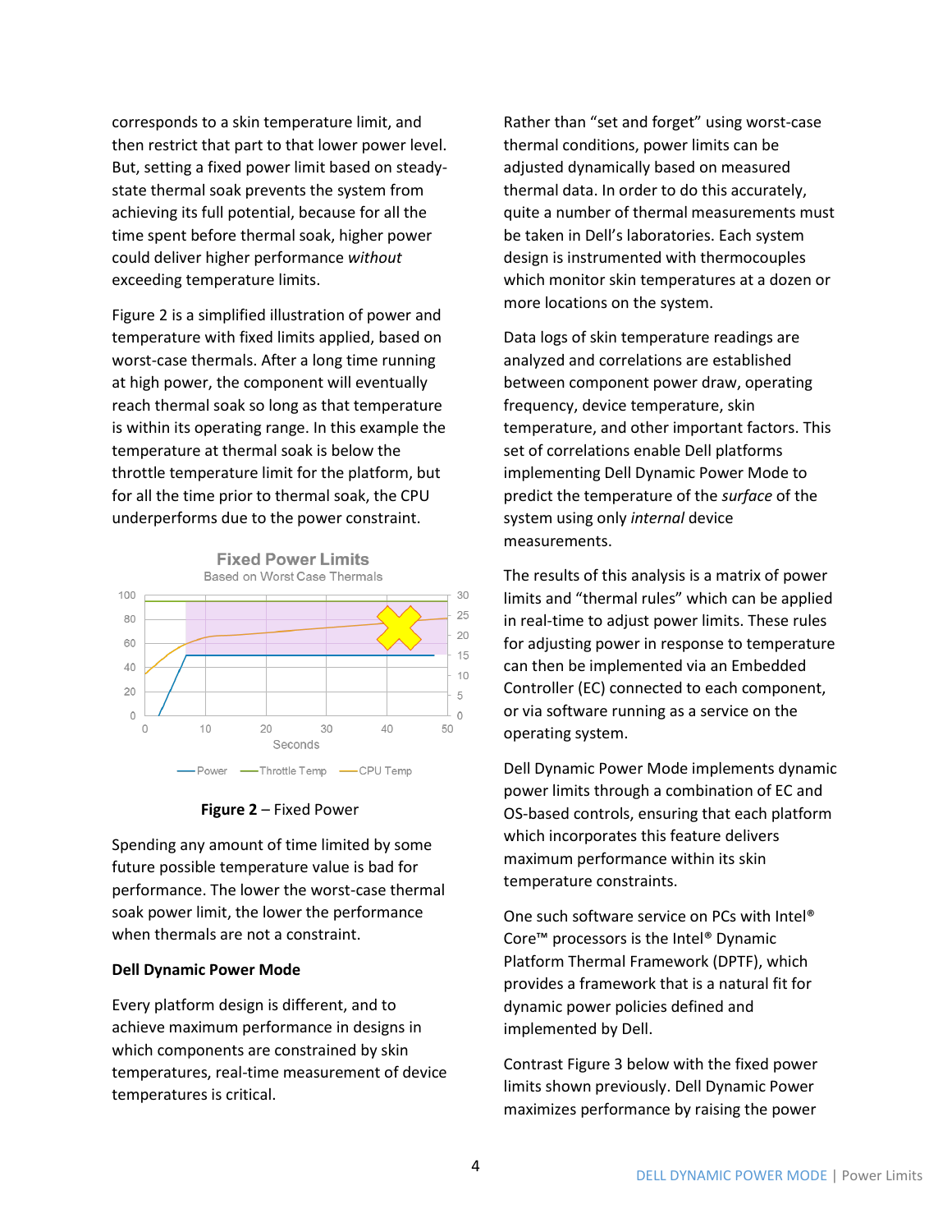corresponds to a skin temperature limit, and then restrict that part to that lower power level. But, setting a fixed power limit based on steady-state thermal soak prevents the system from achieving its full potential, because for all the time spent before thermal soak, higher power could deliver higher performance *without* exceeding temperature limits.

Figure 2 is a simplified illustration of power and temperature with fixed limits applied, based on worst-case thermals. After a long time running at high power, the component will eventually reach thermal soak so long as that temperature is within its operating range. In this example the temperature at thermal soak is below the throttle temperature limit for the platform, but for all the time prior to thermal soak, the CPU underperforms due to the power constraint.

**Figure 2** – Fixed Power

Spending any amount of time limited by some future possible temperature value is bad for performance. The lower the worst-case thermal soak power limit, the lower the performance when thermals are not a constraint.

### Dell Dynamic Power Mode

Every platform design is different, and to achieve maximum performance in designs in which components are constrained by skin temperatures, real-time measurement of device temperatures is critical.

Rather than "set and forget" using worst-case thermal conditions, power limits can be adjusted dynamically based on measured thermal data. In order to do this accurately, quite a number of thermal measurements must be taken in Dell's laboratories. Each system design is instrumented with thermocouples which monitor skin temperatures at a dozen or more locations on the system.

Data logs of skin temperature readings are analyzed and correlations are established between component power draw, operating frequency, device temperature, skin temperature, and other important factors. This set of correlations enable Dell platforms implementing Dell Dynamic Power Mode to predict the temperature of the *surface* of the system using only *internal* device measurements.

The results of this analysis is a matrix of power limits and "thermal rules" which can be applied in real-time to adjust power limits. These rules for adjusting power in response to temperature can then be implemented via an Embedded Controller (EC) connected to each component, or via software running as a service on the operating system.

Dell Dynamic Power Mode implements dynamic power limits through a combination of EC and OS-based controls, ensuring that each platform which incorporates this feature delivers maximum performance within its skin temperature constraints.

One such software service on PCs with Intel® Core™ processors is the Intel® Dynamic Platform Thermal Framework (DPTF), which provides a framework that is a natural fit for dynamic power policies defined and implemented by Dell.

Contrast Figure 3 below with the fixed power limits shown previously. Dell Dynamic Power maximizes performance by raising the power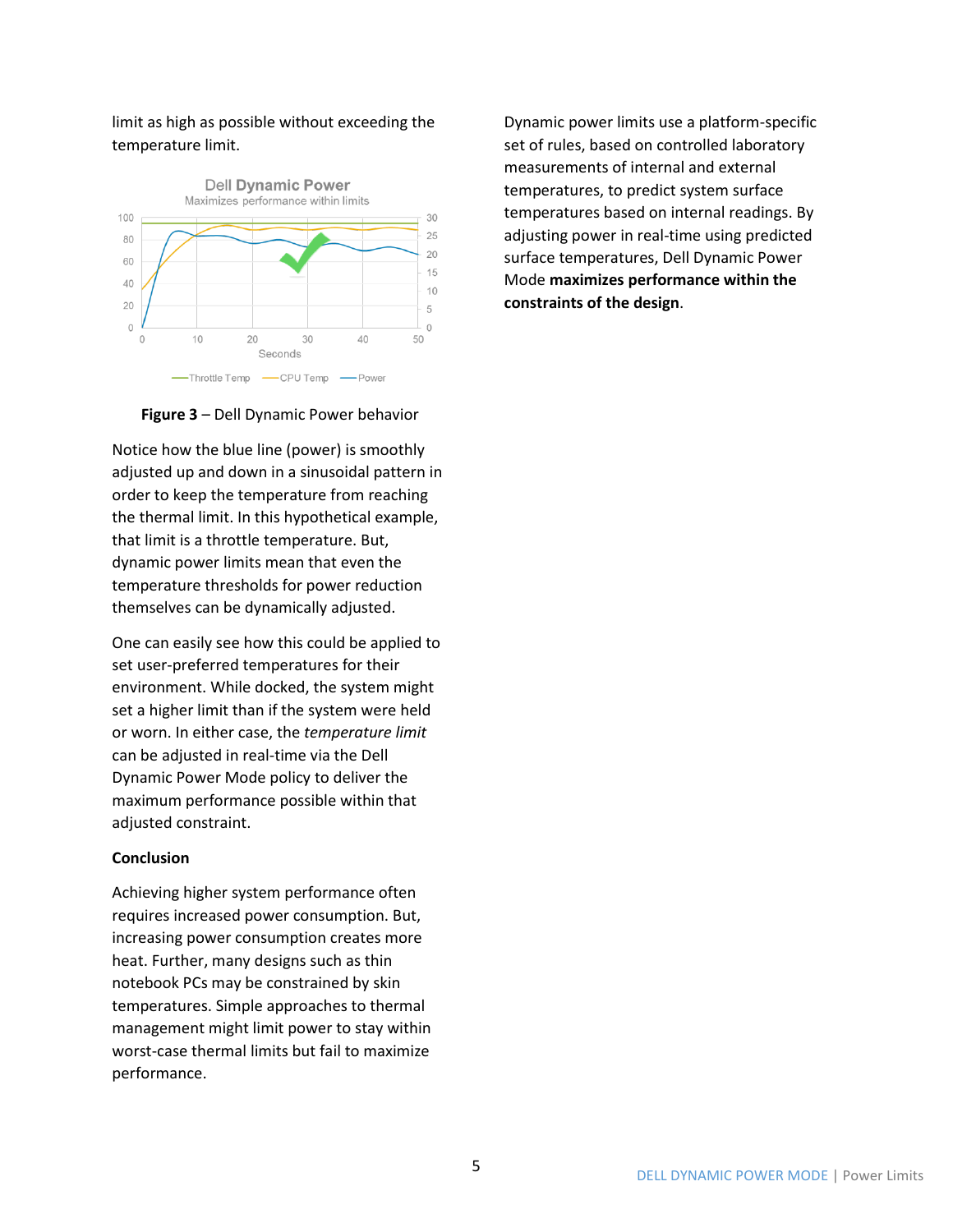limit as high as possible without exceeding the temperature limit.

Dell Dynamic Power
Maximizes performance within limits

100
80
60
40
20
0

30
25
20
15
10
5
0

0 10 20 30 40 50
Seconds

Throttle Temp
CPU Temp
Power

**Figure 3** – Dell Dynamic Power behavior

Notice how the blue line (power) is smoothly adjusted up and down in a sinusoidal pattern in order to keep the temperature from reaching the thermal limit. In this hypothetical example, that limit is a throttle temperature. But, dynamic power limits mean that even the temperature thresholds for power reduction themselves can be dynamically adjusted.

One can easily see how this could be applied to set user-preferred temperatures for their environment. While docked, the system might set a higher limit than if the system were held or worn. In either case, the *temperature limit* can be adjusted in real-time via the Dell Dynamic Power Mode policy to deliver the maximum performance possible within that adjusted constraint.

### Conclusion

Achieving higher system performance often requires increased power consumption. But, increasing power consumption creates more heat. Further, many designs such as thin notebook PCs may be constrained by skin temperatures. Simple approaches to thermal management might limit power to stay within worst-case thermal limits but fail to maximize performance.

Dynamic power limits use a platform-specific set of rules, based on controlled laboratory measurements of internal and external temperatures, to predict system surface temperatures based on internal readings. By adjusting power in real-time using predicted surface temperatures, Dell Dynamic Power Mode **maximizes performance within the constraints of the design**.